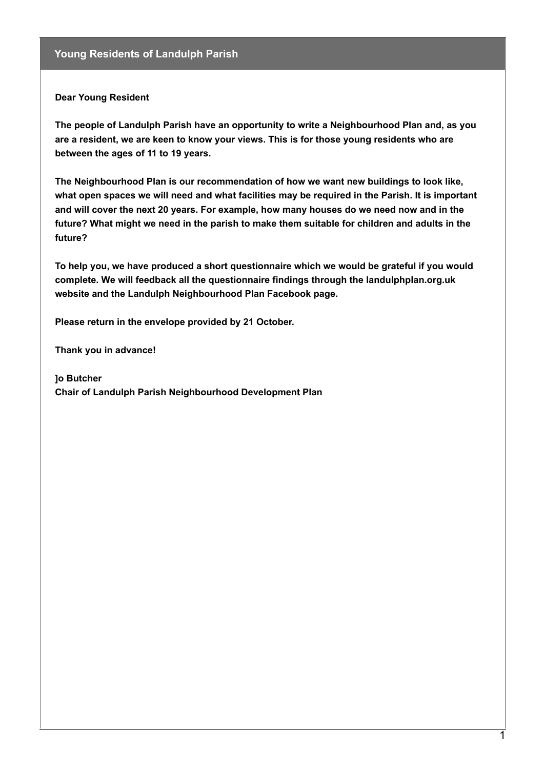## Young Residents of Landulph Parish

**Dear Young Resident**

**The people of Landulph Parish have an opportunity to write a Neighbourhood Plan and, as you are a resident, we are keen to know your views. This is for those young residents who are between the ages of 11 to 19 years.**

**The Neighbourhood Plan is our recommendation of how we want new buildings to look like, what open spaces we will need and what facilities may be required in the Parish. It is important and will cover the next 20 years. For example, how many houses do we need now and in the future? What might we need in the parish to make them suitable for children and adults in the future?**

**To help you, we have produced a short questionnaire which we would be grateful if you would complete. We will feedback all the questionnaire findings through the landulphplan.org.uk website and the Landulph Neighbourhood Plan Facebook page.**

**Please return in the envelope provided by 21 October.**

**Thank you in advance!**

**]o Butcher**
**Chair of Landulph Parish Neighbourhood Development Plan**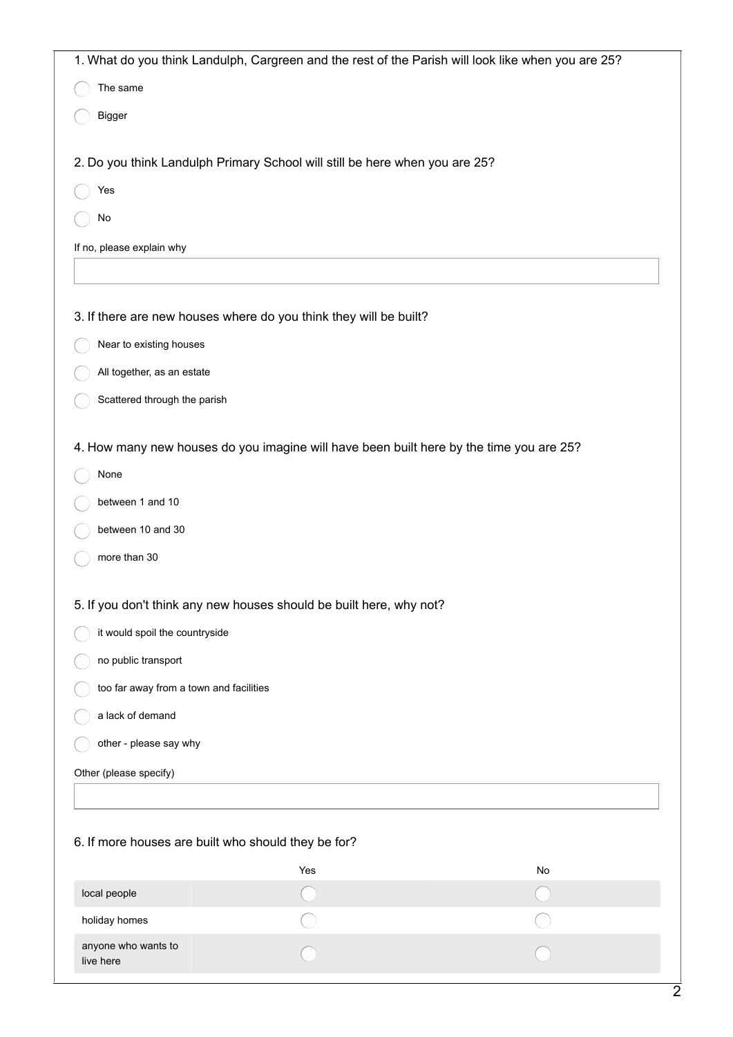1. What do you think Landulph, Cargreen and the rest of the Parish will look like when you are 25?

- The same
- Bigger

2. Do you think Landulph Primary School will still be here when you are 25?

- Yes
- No

If no, please explain why

3. If there are new houses where do you think they will be built?

- Near to existing houses
- All together, as an estate
- Scattered through the parish

4. How many new houses do you imagine will have been built here by the time you are 25?

- None
- between 1 and 10
- between 10 and 30
- more than 30

5. If you don't think any new houses should be built here, why not?

- it would spoil the countryside
- no public transport
- too far away from a town and facilities
- a lack of demand
- other - please say why

Other (please specify)

6. If more houses are built who should they be for?

| | Yes | No |
|---|---|---|
| local people | | |
| holiday homes | | |
| anyone who wants to live here | | |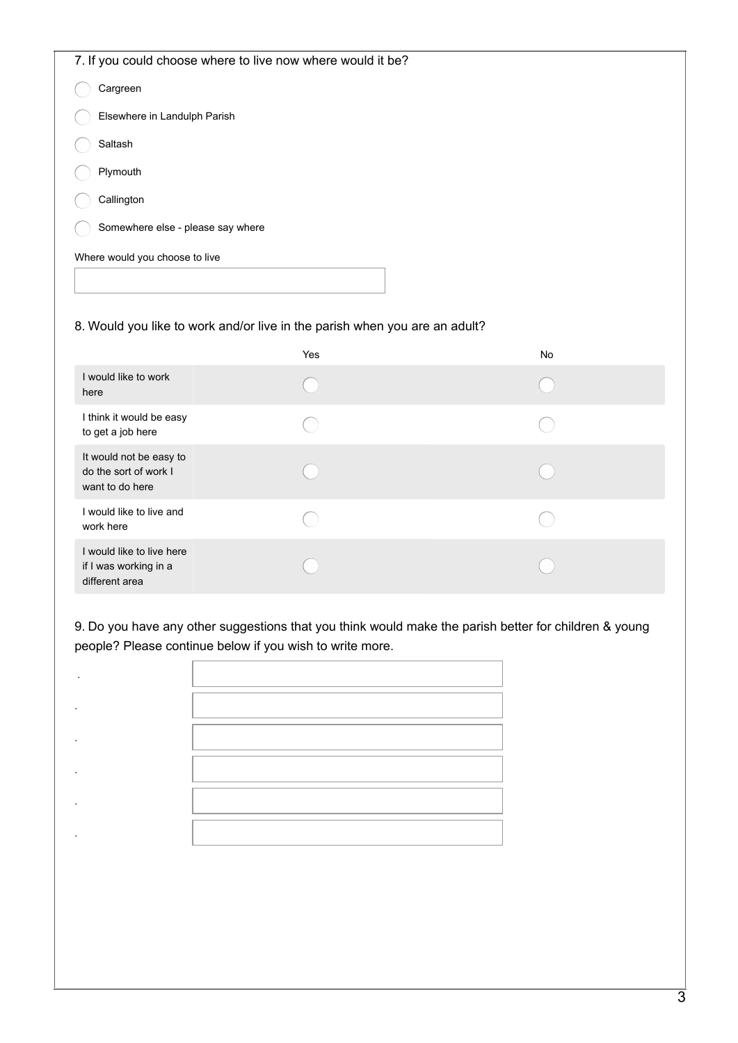7. If you could choose where to live now where would it be?

- ◯ Cargreen
- ◯ Elsewhere in Landulph Parish
- ◯ Saltash
- ◯ Plymouth
- ◯ Callington
- ◯ Somewhere else - please say where

Where would you choose to live

\_\_\_\_\_\_\_\_\_\_\_\_\_\_\_\_\_\_\_\_\_\_\_\_\_\_\_\_\_\_

8. Would you like to work and/or live in the parish when you are an adult?

| | Yes | No |
|---|---|---|
| I would like to work here | ◯ | ◯ |
| I think it would be easy to get a job here | ◯ | ◯ |
| It would not be easy to do the sort of work I want to do here | ◯ | ◯ |
| I would like to live and work here | ◯ | ◯ |
| I would like to live here if I was working in a different area | ◯ | ◯ |

9. Do you have any other suggestions that you think would make the parish better for children & young people? Please continue below if you wish to write more.

. \_\_\_\_\_\_\_\_\_\_\_\_\_\_\_\_\_\_\_\_\_\_\_\_\_\_\_\_\_\_

. \_\_\_\_\_\_\_\_\_\_\_\_\_\_\_\_\_\_\_\_\_\_\_\_\_\_\_\_\_\_

. \_\_\_\_\_\_\_\_\_\_\_\_\_\_\_\_\_\_\_\_\_\_\_\_\_\_\_\_\_\_

. \_\_\_\_\_\_\_\_\_\_\_\_\_\_\_\_\_\_\_\_\_\_\_\_\_\_\_\_\_\_

. \_\_\_\_\_\_\_\_\_\_\_\_\_\_\_\_\_\_\_\_\_\_\_\_\_\_\_\_\_\_

. \_\_\_\_\_\_\_\_\_\_\_\_\_\_\_\_\_\_\_\_\_\_\_\_\_\_\_\_\_\_